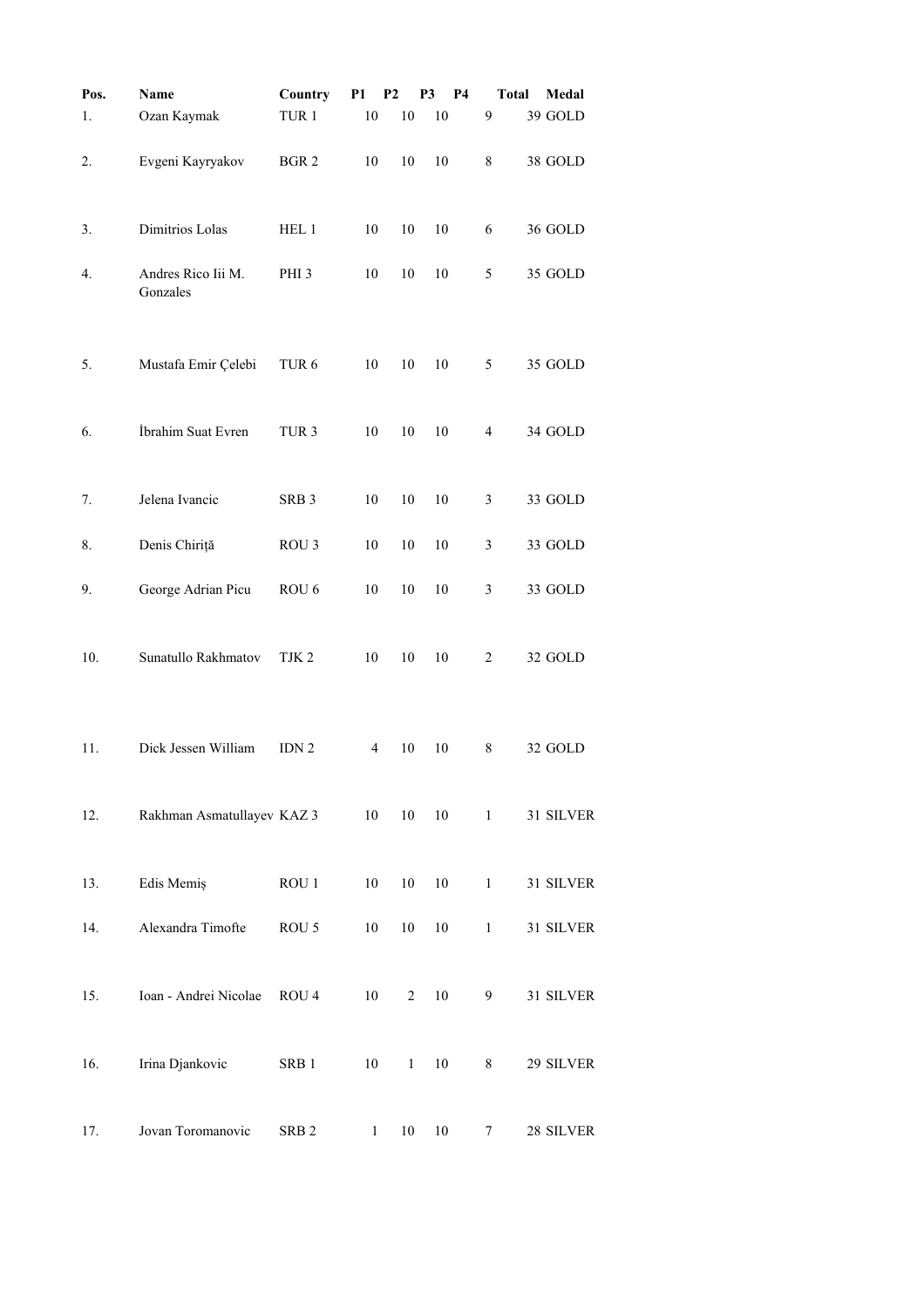| Pos. | Name | Country | P1 | P2 | P3 | P4 | Total | Medal |
| --- | --- | --- | --- | --- | --- | --- | --- | --- |
| 1. | Ozan Kaymak | TUR 1 | 10 | 10 | 10 | 9 | 39 | GOLD |
| 2. | Evgeni Kayryakov | BGR 2 | 10 | 10 | 10 | 8 | 38 | GOLD |
| 3. | Dimitrios Lolas | HEL 1 | 10 | 10 | 10 | 6 | 36 | GOLD |
| 4. | Andres Rico Iii M. Gonzales | PHI 3 | 10 | 10 | 10 | 5 | 35 | GOLD |
| 5. | Mustafa Emir Çelebi | TUR 6 | 10 | 10 | 10 | 5 | 35 | GOLD |
| 6. | İbrahim Suat Evren | TUR 3 | 10 | 10 | 10 | 4 | 34 | GOLD |
| 7. | Jelena Ivancic | SRB 3 | 10 | 10 | 10 | 3 | 33 | GOLD |
| 8. | Denis Chiriță | ROU 3 | 10 | 10 | 10 | 3 | 33 | GOLD |
| 9. | George Adrian Picu | ROU 6 | 10 | 10 | 10 | 3 | 33 | GOLD |
| 10. | Sunatullo Rakhmatov | TJK 2 | 10 | 10 | 10 | 2 | 32 | GOLD |
| 11. | Dick Jessen William | IDN 2 | 4 | 10 | 10 | 8 | 32 | GOLD |
| 12. | Rakhman Asmatullayev | KAZ 3 | 10 | 10 | 10 | 1 | 31 | SILVER |
| 13. | Edis Memiș | ROU 1 | 10 | 10 | 10 | 1 | 31 | SILVER |
| 14. | Alexandra Timofte | ROU 5 | 10 | 10 | 10 | 1 | 31 | SILVER |
| 15. | Ioan - Andrei Nicolae | ROU 4 | 10 | 2 | 10 | 9 | 31 | SILVER |
| 16. | Irina Djankovic | SRB 1 | 10 | 1 | 10 | 8 | 29 | SILVER |
| 17. | Jovan Toromanovic | SRB 2 | 1 | 10 | 10 | 7 | 28 | SILVER |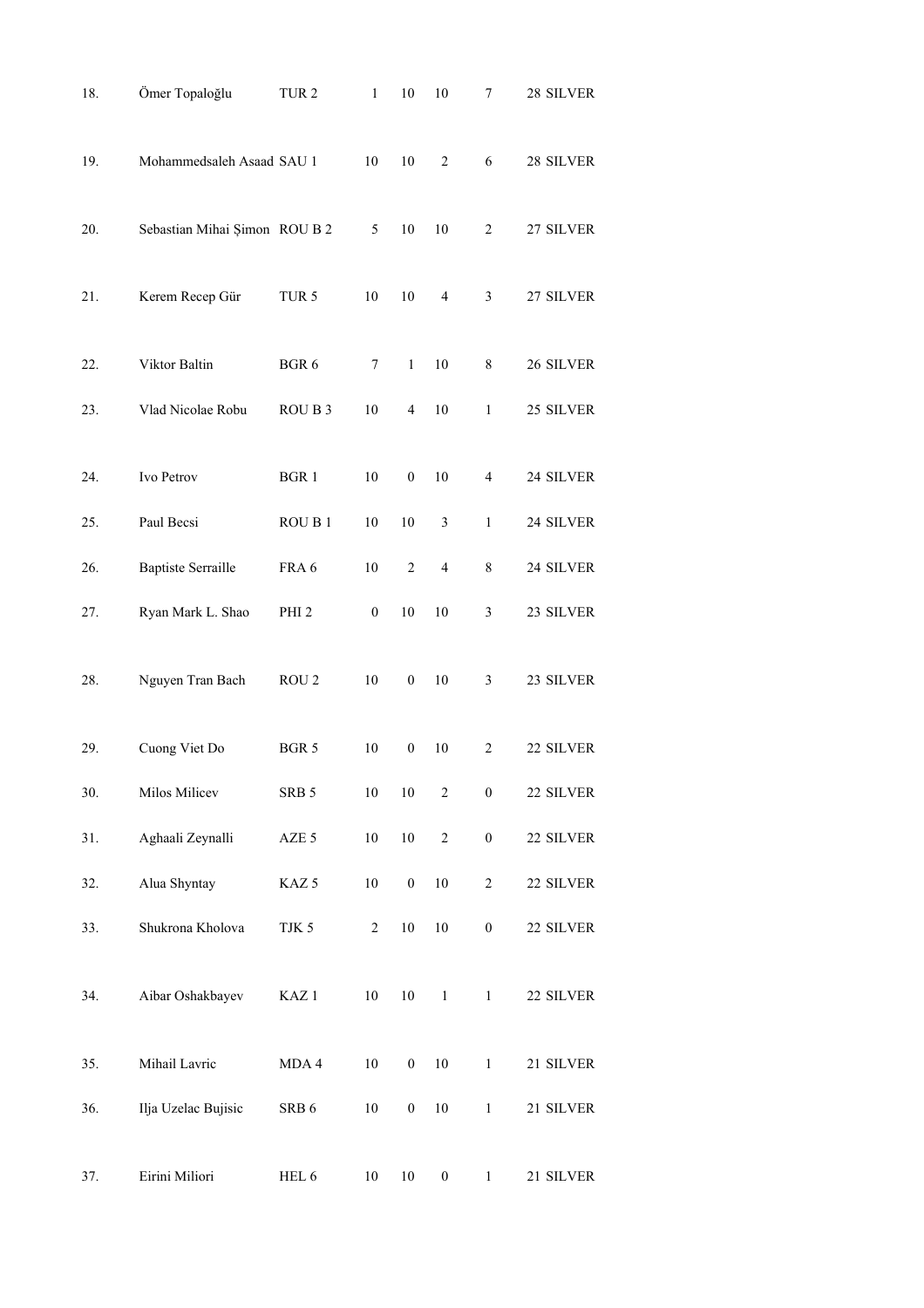| | | | | | | | | |
|---|---|---|---|---|---|---|---|---|
| 18. | Ömer Topaloğlu | TUR 2 | 1 | 10 | 10 | 7 | 28 | SILVER |
| 19. | Mohammedsaleh Asaad | SAU 1 | 10 | 10 | 2 | 6 | 28 | SILVER |
| 20. | Sebastian Mihai Şimon | ROU B 2 | 5 | 10 | 10 | 2 | 27 | SILVER |
| 21. | Kerem Recep Gür | TUR 5 | 10 | 10 | 4 | 3 | 27 | SILVER |
| 22. | Viktor Baltin | BGR 6 | 7 | 1 | 10 | 8 | 26 | SILVER |
| 23. | Vlad Nicolae Robu | ROU B 3 | 10 | 4 | 10 | 1 | 25 | SILVER |
| 24. | Ivo Petrov | BGR 1 | 10 | 0 | 10 | 4 | 24 | SILVER |
| 25. | Paul Becsi | ROU B 1 | 10 | 10 | 3 | 1 | 24 | SILVER |
| 26. | Baptiste Serraille | FRA 6 | 10 | 2 | 4 | 8 | 24 | SILVER |
| 27. | Ryan Mark L. Shao | PHI 2 | 0 | 10 | 10 | 3 | 23 | SILVER |
| 28. | Nguyen Tran Bach | ROU 2 | 10 | 0 | 10 | 3 | 23 | SILVER |
| 29. | Cuong Viet Do | BGR 5 | 10 | 0 | 10 | 2 | 22 | SILVER |
| 30. | Milos Milicev | SRB 5 | 10 | 10 | 2 | 0 | 22 | SILVER |
| 31. | Aghaali Zeynalli | AZE 5 | 10 | 10 | 2 | 0 | 22 | SILVER |
| 32. | Alua Shyntay | KAZ 5 | 10 | 0 | 10 | 2 | 22 | SILVER |
| 33. | Shukrona Kholova | TJK 5 | 2 | 10 | 10 | 0 | 22 | SILVER |
| 34. | Aibar Oshakbayev | KAZ 1 | 10 | 10 | 1 | 1 | 22 | SILVER |
| 35. | Mihail Lavric | MDA 4 | 10 | 0 | 10 | 1 | 21 | SILVER |
| 36. | Ilja Uzelac Bujisic | SRB 6 | 10 | 0 | 10 | 1 | 21 | SILVER |
| 37. | Eirini Miliori | HEL 6 | 10 | 10 | 0 | 1 | 21 | SILVER |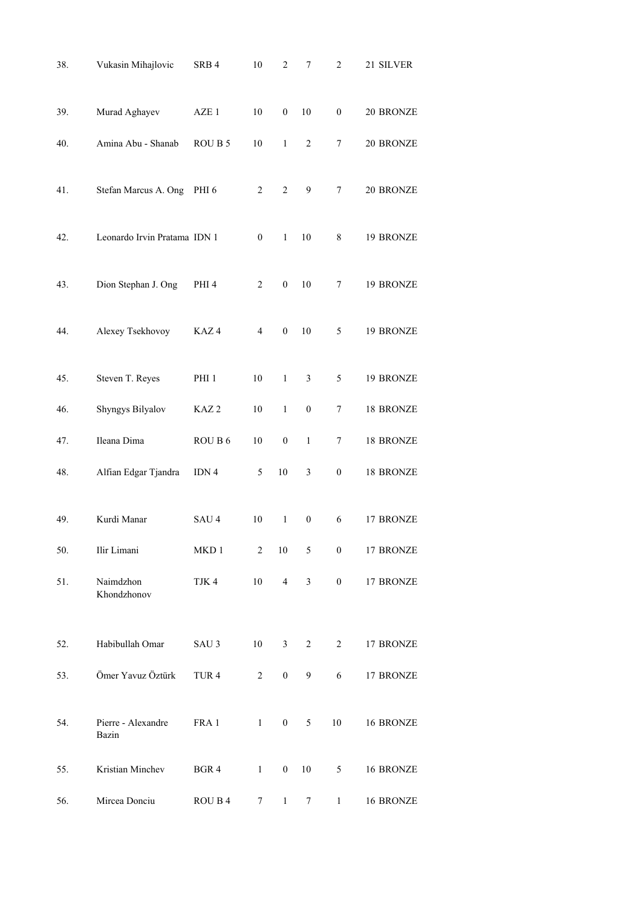| | | | | | | | |
|---|---|---|---|---|---|---|---|
| 38. | Vukasin Mihajlovic | SRB 4 | 10 | 2 | 7 | 2 | 21 SILVER |
| 39. | Murad Aghayev | AZE 1 | 10 | 0 | 10 | 0 | 20 BRONZE |
| 40. | Amina Abu - Shanab | ROU B 5 | 10 | 1 | 2 | 7 | 20 BRONZE |
| 41. | Stefan Marcus A. Ong | PHI 6 | 2 | 2 | 9 | 7 | 20 BRONZE |
| 42. | Leonardo Irvin Pratama | IDN 1 | 0 | 1 | 10 | 8 | 19 BRONZE |
| 43. | Dion Stephan J. Ong | PHI 4 | 2 | 0 | 10 | 7 | 19 BRONZE |
| 44. | Alexey Tsekhovoy | KAZ 4 | 4 | 0 | 10 | 5 | 19 BRONZE |
| 45. | Steven T. Reyes | PHI 1 | 10 | 1 | 3 | 5 | 19 BRONZE |
| 46. | Shyngys Bilyalov | KAZ 2 | 10 | 1 | 0 | 7 | 18 BRONZE |
| 47. | Ileana Dima | ROU B 6 | 10 | 0 | 1 | 7 | 18 BRONZE |
| 48. | Alfian Edgar Tjandra | IDN 4 | 5 | 10 | 3 | 0 | 18 BRONZE |
| 49. | Kurdi Manar | SAU 4 | 10 | 1 | 0 | 6 | 17 BRONZE |
| 50. | Ilir Limani | MKD 1 | 2 | 10 | 5 | 0 | 17 BRONZE |
| 51. | Naimdzhon Khondzhonov | TJK 4 | 10 | 4 | 3 | 0 | 17 BRONZE |
| 52. | Habibullah Omar | SAU 3 | 10 | 3 | 2 | 2 | 17 BRONZE |
| 53. | Ömer Yavuz Öztürk | TUR 4 | 2 | 0 | 9 | 6 | 17 BRONZE |
| 54. | Pierre - Alexandre Bazin | FRA 1 | 1 | 0 | 5 | 10 | 16 BRONZE |
| 55. | Kristian Minchev | BGR 4 | 1 | 0 | 10 | 5 | 16 BRONZE |
| 56. | Mircea Donciu | ROU B 4 | 7 | 1 | 7 | 1 | 16 BRONZE |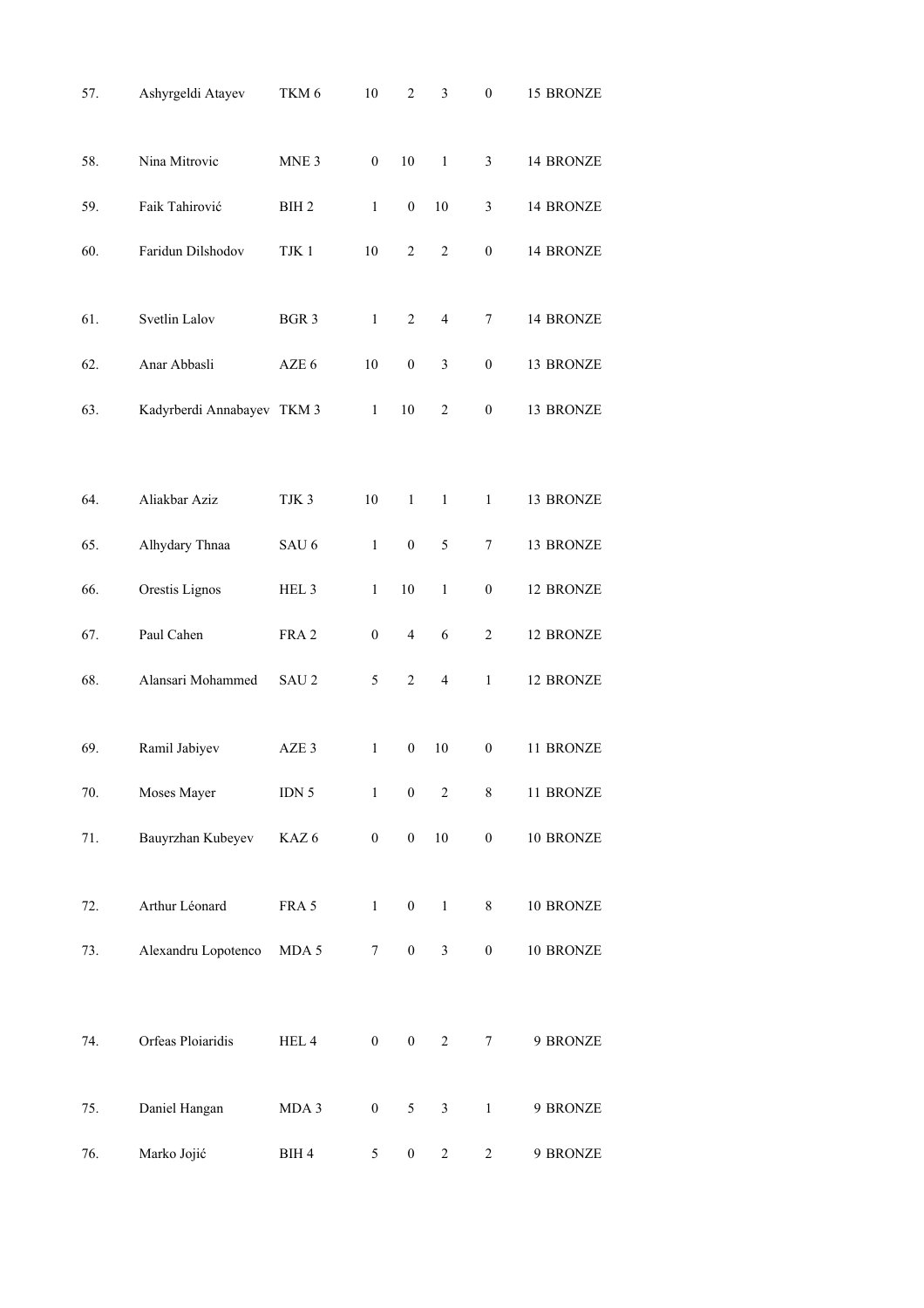| | | | | | | | | |
|---|---|---|---|---|---|---|---|---|
| 57. | Ashyrgeldi Atayev | TKM 6 | 10 | 2 | 3 | 0 | 15 | BRONZE |
| 58. | Nina Mitrovic | MNE 3 | 0 | 10 | 1 | 3 | 14 | BRONZE |
| 59. | Faik Tahirović | BIH 2 | 1 | 0 | 10 | 3 | 14 | BRONZE |
| 60. | Faridun Dilshodov | TJK 1 | 10 | 2 | 2 | 0 | 14 | BRONZE |
| 61. | Svetlin Lalov | BGR 3 | 1 | 2 | 4 | 7 | 14 | BRONZE |
| 62. | Anar Abbasli | AZE 6 | 10 | 0 | 3 | 0 | 13 | BRONZE |
| 63. | Kadyrberdi Annabayev | TKM 3 | 1 | 10 | 2 | 0 | 13 | BRONZE |
| 64. | Aliakbar Aziz | TJK 3 | 10 | 1 | 1 | 1 | 13 | BRONZE |
| 65. | Alhydary Thnaa | SAU 6 | 1 | 0 | 5 | 7 | 13 | BRONZE |
| 66. | Orestis Lignos | HEL 3 | 1 | 10 | 1 | 0 | 12 | BRONZE |
| 67. | Paul Cahen | FRA 2 | 0 | 4 | 6 | 2 | 12 | BRONZE |
| 68. | Alansari Mohammed | SAU 2 | 5 | 2 | 4 | 1 | 12 | BRONZE |
| 69. | Ramil Jabiyev | AZE 3 | 1 | 0 | 10 | 0 | 11 | BRONZE |
| 70. | Moses Mayer | IDN 5 | 1 | 0 | 2 | 8 | 11 | BRONZE |
| 71. | Bauyrzhan Kubeyev | KAZ 6 | 0 | 0 | 10 | 0 | 10 | BRONZE |
| 72. | Arthur Léonard | FRA 5 | 1 | 0 | 1 | 8 | 10 | BRONZE |
| 73. | Alexandru Lopotenco | MDA 5 | 7 | 0 | 3 | 0 | 10 | BRONZE |
| 74. | Orfeas Ploiaridis | HEL 4 | 0 | 0 | 2 | 7 | 9 | BRONZE |
| 75. | Daniel Hangan | MDA 3 | 0 | 5 | 3 | 1 | 9 | BRONZE |
| 76. | Marko Jojić | BIH 4 | 5 | 0 | 2 | 2 | 9 | BRONZE |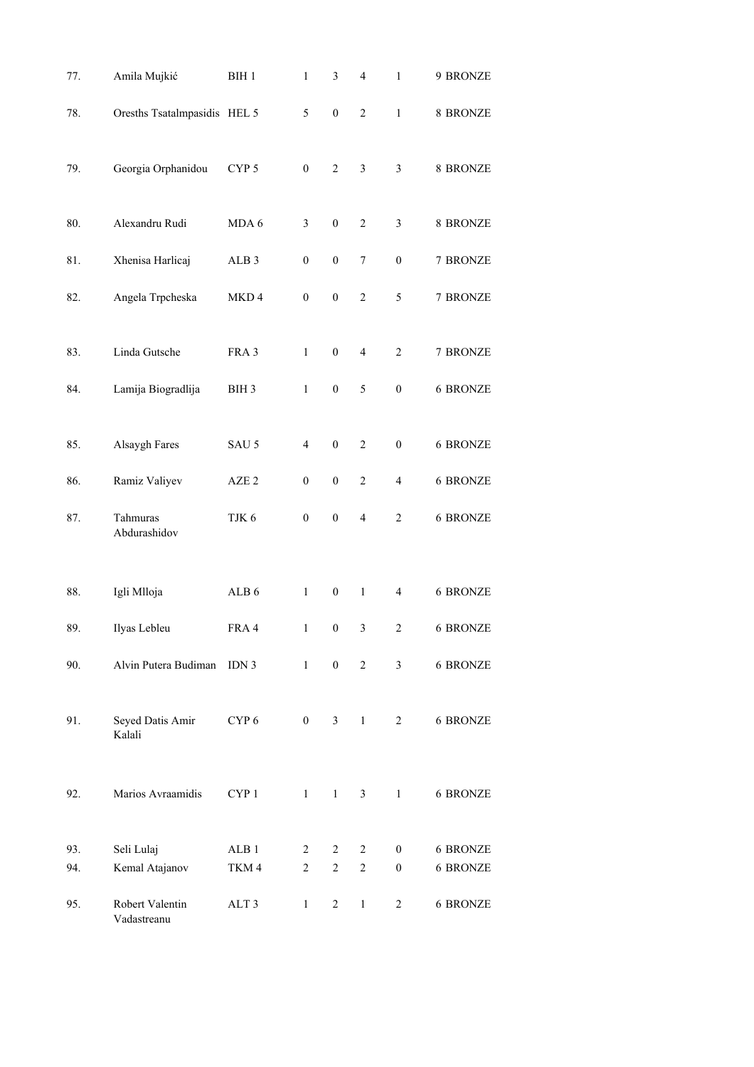| | | | | | | | |
|---|---|---|---|---|---|---|---|
| 77. | Amila Mujkić | BIH 1 | 1 | 3 | 4 | 1 | 9 BRONZE |
| 78. | Oresths Tsatalmpasidis | HEL 5 | 5 | 0 | 2 | 1 | 8 BRONZE |
| 79. | Georgia Orphanidou | CYP 5 | 0 | 2 | 3 | 3 | 8 BRONZE |
| 80. | Alexandru Rudi | MDA 6 | 3 | 0 | 2 | 3 | 8 BRONZE |
| 81. | Xhenisa Harlicaj | ALB 3 | 0 | 0 | 7 | 0 | 7 BRONZE |
| 82. | Angela Trpcheska | MKD 4 | 0 | 0 | 2 | 5 | 7 BRONZE |
| 83. | Linda Gutsche | FRA 3 | 1 | 0 | 4 | 2 | 7 BRONZE |
| 84. | Lamija Biogradlija | BIH 3 | 1 | 0 | 5 | 0 | 6 BRONZE |
| 85. | Alsaygh Fares | SAU 5 | 4 | 0 | 2 | 0 | 6 BRONZE |
| 86. | Ramiz Valiyev | AZE 2 | 0 | 0 | 2 | 4 | 6 BRONZE |
| 87. | Tahmuras Abdurashidov | TJK 6 | 0 | 0 | 4 | 2 | 6 BRONZE |
| 88. | Igli Mlloja | ALB 6 | 1 | 0 | 1 | 4 | 6 BRONZE |
| 89. | Ilyas Lebleu | FRA 4 | 1 | 0 | 3 | 2 | 6 BRONZE |
| 90. | Alvin Putera Budiman | IDN 3 | 1 | 0 | 2 | 3 | 6 BRONZE |
| 91. | Seyed Datis Amir Kalali | CYP 6 | 0 | 3 | 1 | 2 | 6 BRONZE |
| 92. | Marios Avraamidis | CYP 1 | 1 | 1 | 3 | 1 | 6 BRONZE |
| 93. | Seli Lulaj | ALB 1 | 2 | 2 | 2 | 0 | 6 BRONZE |
| 94. | Kemal Atajanov | TKM 4 | 2 | 2 | 2 | 0 | 6 BRONZE |
| 95. | Robert Valentin Vadastreanu | ALT 3 | 1 | 2 | 1 | 2 | 6 BRONZE |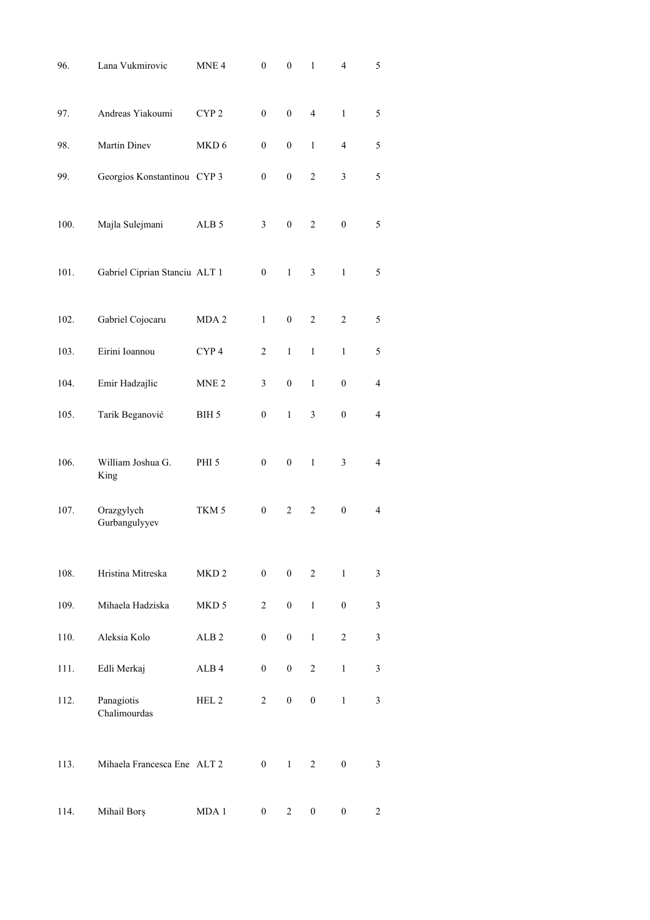| | | | | | | | |
|---|---|---|---|---|---|---|---|
| 96. | Lana Vukmirovic | MNE 4 | 0 | 0 | 1 | 4 | 5 |
| 97. | Andreas Yiakoumi | CYP 2 | 0 | 0 | 4 | 1 | 5 |
| 98. | Martin Dinev | MKD 6 | 0 | 0 | 1 | 4 | 5 |
| 99. | Georgios Konstantinou | CYP 3 | 0 | 0 | 2 | 3 | 5 |
| 100. | Majla Sulejmani | ALB 5 | 3 | 0 | 2 | 0 | 5 |
| 101. | Gabriel Ciprian Stanciu | ALT 1 | 0 | 1 | 3 | 1 | 5 |
| 102. | Gabriel Cojocaru | MDA 2 | 1 | 0 | 2 | 2 | 5 |
| 103. | Eirini Ioannou | CYP 4 | 2 | 1 | 1 | 1 | 5 |
| 104. | Emir Hadzajlic | MNE 2 | 3 | 0 | 1 | 0 | 4 |
| 105. | Tarik Beganović | BIH 5 | 0 | 1 | 3 | 0 | 4 |
| 106. | William Joshua G. King | PHI 5 | 0 | 0 | 1 | 3 | 4 |
| 107. | Orazgylych Gurbangulyyev | TKM 5 | 0 | 2 | 2 | 0 | 4 |
| 108. | Hristina Mitreska | MKD 2 | 0 | 0 | 2 | 1 | 3 |
| 109. | Mihaela Hadziska | MKD 5 | 2 | 0 | 1 | 0 | 3 |
| 110. | Aleksia Kolo | ALB 2 | 0 | 0 | 1 | 2 | 3 |
| 111. | Edli Merkaj | ALB 4 | 0 | 0 | 2 | 1 | 3 |
| 112. | Panagiotis Chalimourdas | HEL 2 | 2 | 0 | 0 | 1 | 3 |
| 113. | Mihaela Francesca Ene | ALT 2 | 0 | 1 | 2 | 0 | 3 |
| 114. | Mihail Borș | MDA 1 | 0 | 2 | 0 | 0 | 2 |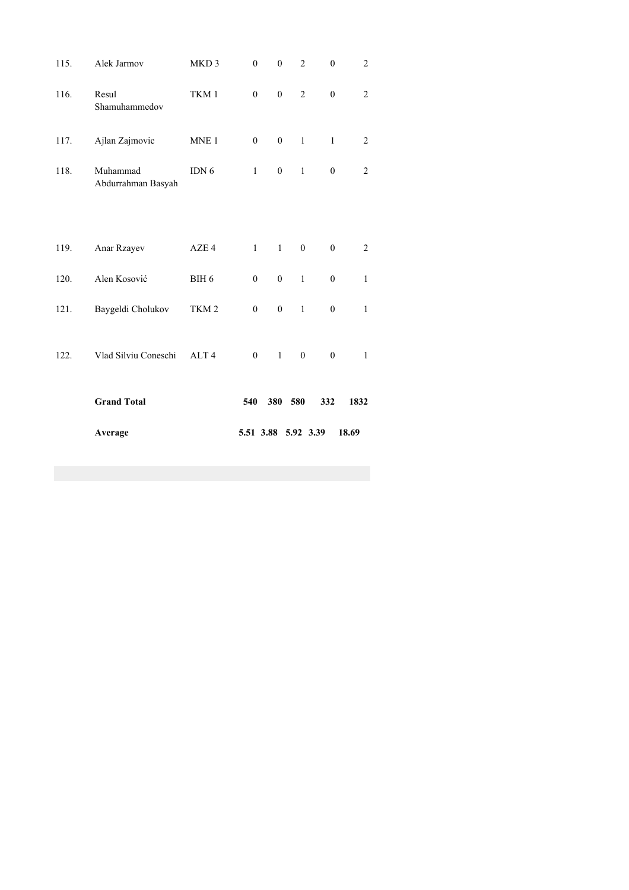| | | | | | | | |
|---|---|---|---|---|---|---|---|
| 115. | Alek Jarmov | MKD 3 | 0 | 0 | 2 | 0 | 2 |
| 116. | Resul Shamuhammedov | TKM 1 | 0 | 0 | 2 | 0 | 2 |
| 117. | Ajlan Zajmovic | MNE 1 | 0 | 0 | 1 | 1 | 2 |
| 118. | Muhammad Abdurrahman Basyah | IDN 6 | 1 | 0 | 1 | 0 | 2 |
| 119. | Anar Rzayev | AZE 4 | 1 | 1 | 0 | 0 | 2 |
| 120. | Alen Kosović | BIH 6 | 0 | 0 | 1 | 0 | 1 |
| 121. | Baygeldi Cholukov | TKM 2 | 0 | 0 | 1 | 0 | 1 |
| 122. | Vlad Silviu Coneschi | ALT 4 | 0 | 1 | 0 | 0 | 1 |
| | **Grand Total** | | **540** | **380** | **580** | **332** | **1832** |
| | **Average** | | **5.51** | **3.88** | **5.92** | **3.39** | **18.69** |